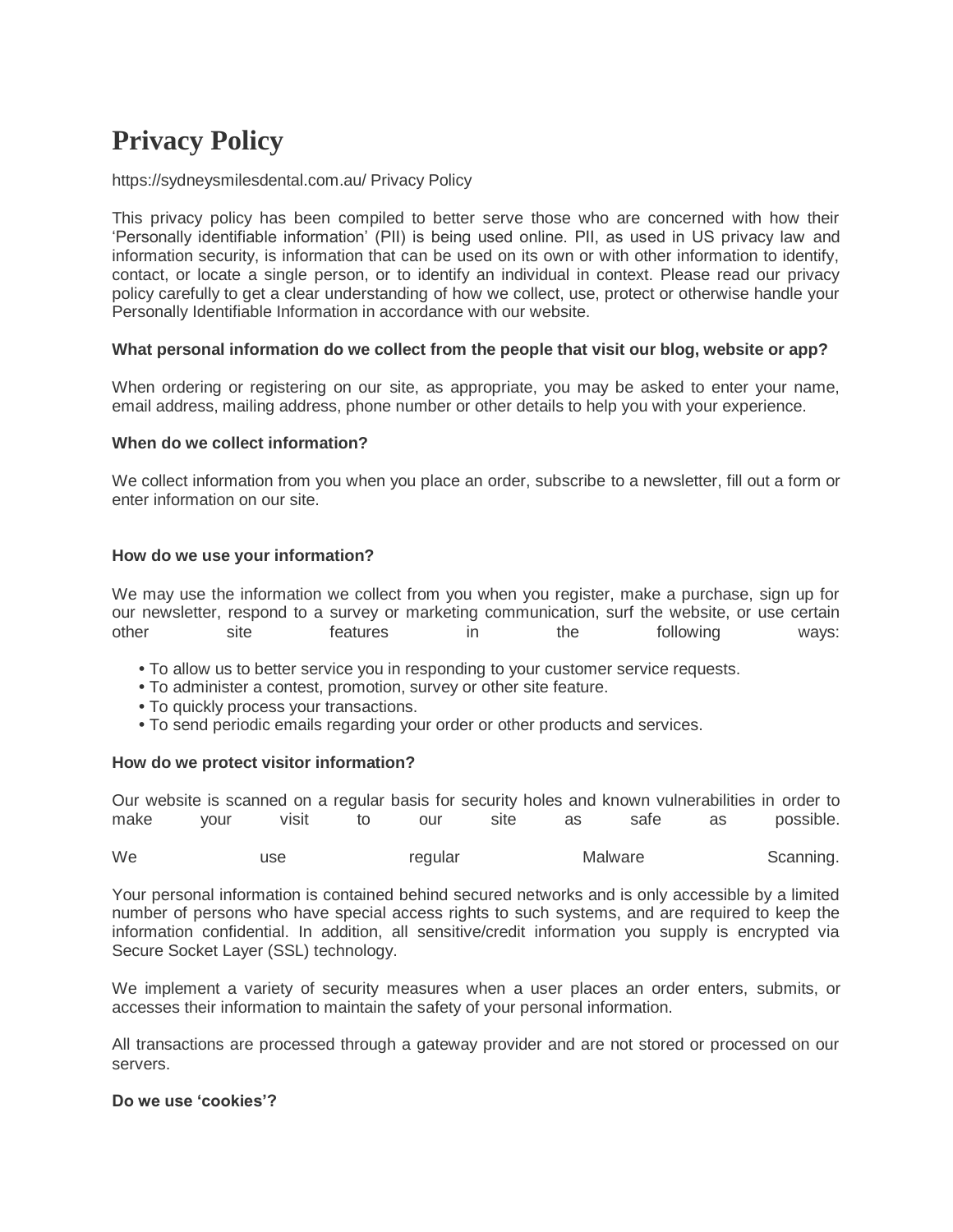# Privacy Policy

https://sydneysmilesdental.com.au/ Privacy Policy

This privacy policy has been compiled to better serve those who are concerned with how their 'Personally identifiable information' (PII) is being used online. PII, as used in US privacy law and information security, is information that can be used on its own or with other information to identify, contact, or locate a single person, or to identify an individual in context. Please read our privacy policy carefully to get a clear understanding of how we collect, use, protect or otherwise handle your Personally Identifiable Information in accordance with our website.

**What personal information do we collect from the people that visit our blog, website or app?**

When ordering or registering on our site, as appropriate, you may be asked to enter your name, email address, mailing address, phone number or other details to help you with your experience.

**When do we collect information?**

We collect information from you when you place an order, subscribe to a newsletter, fill out a form or enter information on our site.

**How do we use your information?**

We may use the information we collect from you when you register, make a purchase, sign up for our newsletter, respond to a survey or marketing communication, surf the website, or use certain other site features in the following ways:

- To allow us to better service you in responding to your customer service requests.
- To administer a contest, promotion, survey or other site feature.
- To quickly process your transactions.
- To send periodic emails regarding your order or other products and services.

**How do we protect visitor information?**

Our website is scanned on a regular basis for security holes and known vulnerabilities in order to make your visit to our site as safe as possible.

We use regular Malware Scanning.

Your personal information is contained behind secured networks and is only accessible by a limited number of persons who have special access rights to such systems, and are required to keep the information confidential. In addition, all sensitive/credit information you supply is encrypted via Secure Socket Layer (SSL) technology.

We implement a variety of security measures when a user places an order enters, submits, or accesses their information to maintain the safety of your personal information.

All transactions are processed through a gateway provider and are not stored or processed on our servers.

**Do we use 'cookies'?**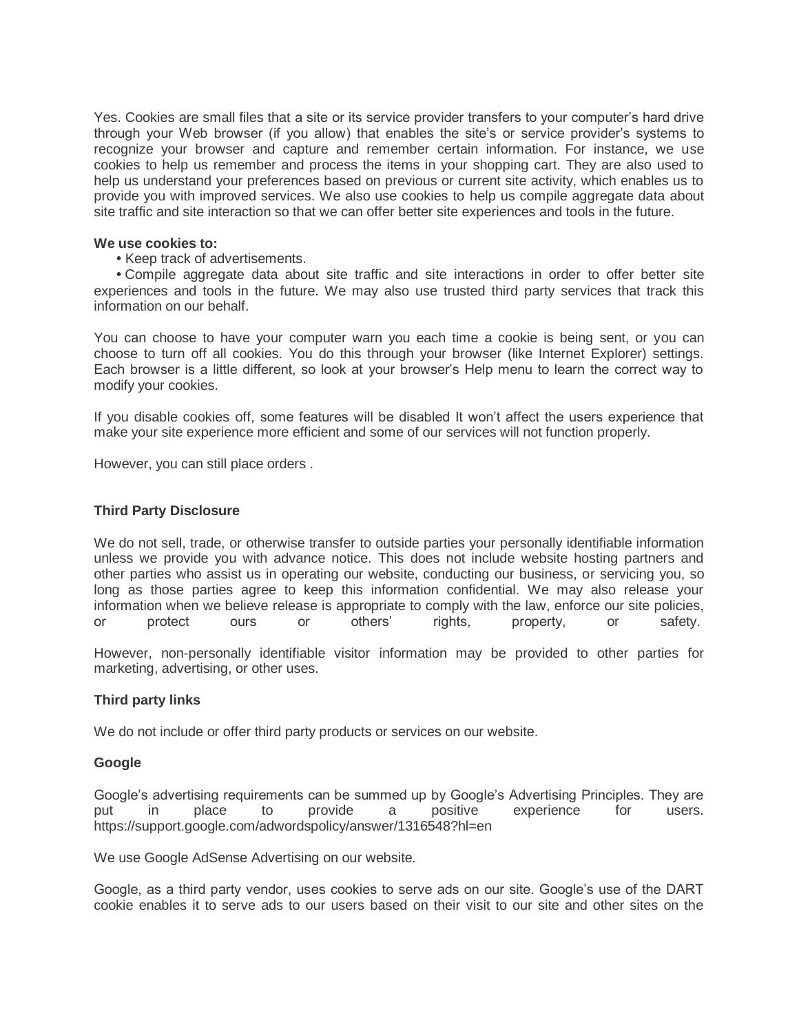Yes. Cookies are small files that a site or its service provider transfers to your computer's hard drive through your Web browser (if you allow) that enables the site's or service provider's systems to recognize your browser and capture and remember certain information. For instance, we use cookies to help us remember and process the items in your shopping cart. They are also used to help us understand your preferences based on previous or current site activity, which enables us to provide you with improved services. We also use cookies to help us compile aggregate data about site traffic and site interaction so that we can offer better site experiences and tools in the future.

**We use cookies to:**

- Keep track of advertisements.
- Compile aggregate data about site traffic and site interactions in order to offer better site experiences and tools in the future. We may also use trusted third party services that track this information on our behalf.

You can choose to have your computer warn you each time a cookie is being sent, or you can choose to turn off all cookies. You do this through your browser (like Internet Explorer) settings. Each browser is a little different, so look at your browser's Help menu to learn the correct way to modify your cookies.

If you disable cookies off, some features will be disabled It won't affect the users experience that make your site experience more efficient and some of our services will not function properly.

However, you can still place orders .

**Third Party Disclosure**

We do not sell, trade, or otherwise transfer to outside parties your personally identifiable information unless we provide you with advance notice. This does not include website hosting partners and other parties who assist us in operating our website, conducting our business, or servicing you, so long as those parties agree to keep this information confidential. We may also release your information when we believe release is appropriate to comply with the law, enforce our site policies, or protect ours or others' rights, property, or safety.

However, non-personally identifiable visitor information may be provided to other parties for marketing, advertising, or other uses.

**Third party links**

We do not include or offer third party products or services on our website.

**Google**

Google's advertising requirements can be summed up by Google's Advertising Principles. They are put in place to provide a positive experience for users. https://support.google.com/adwordspolicy/answer/1316548?hl=en

We use Google AdSense Advertising on our website.

Google, as a third party vendor, uses cookies to serve ads on our site. Google's use of the DART cookie enables it to serve ads to our users based on their visit to our site and other sites on the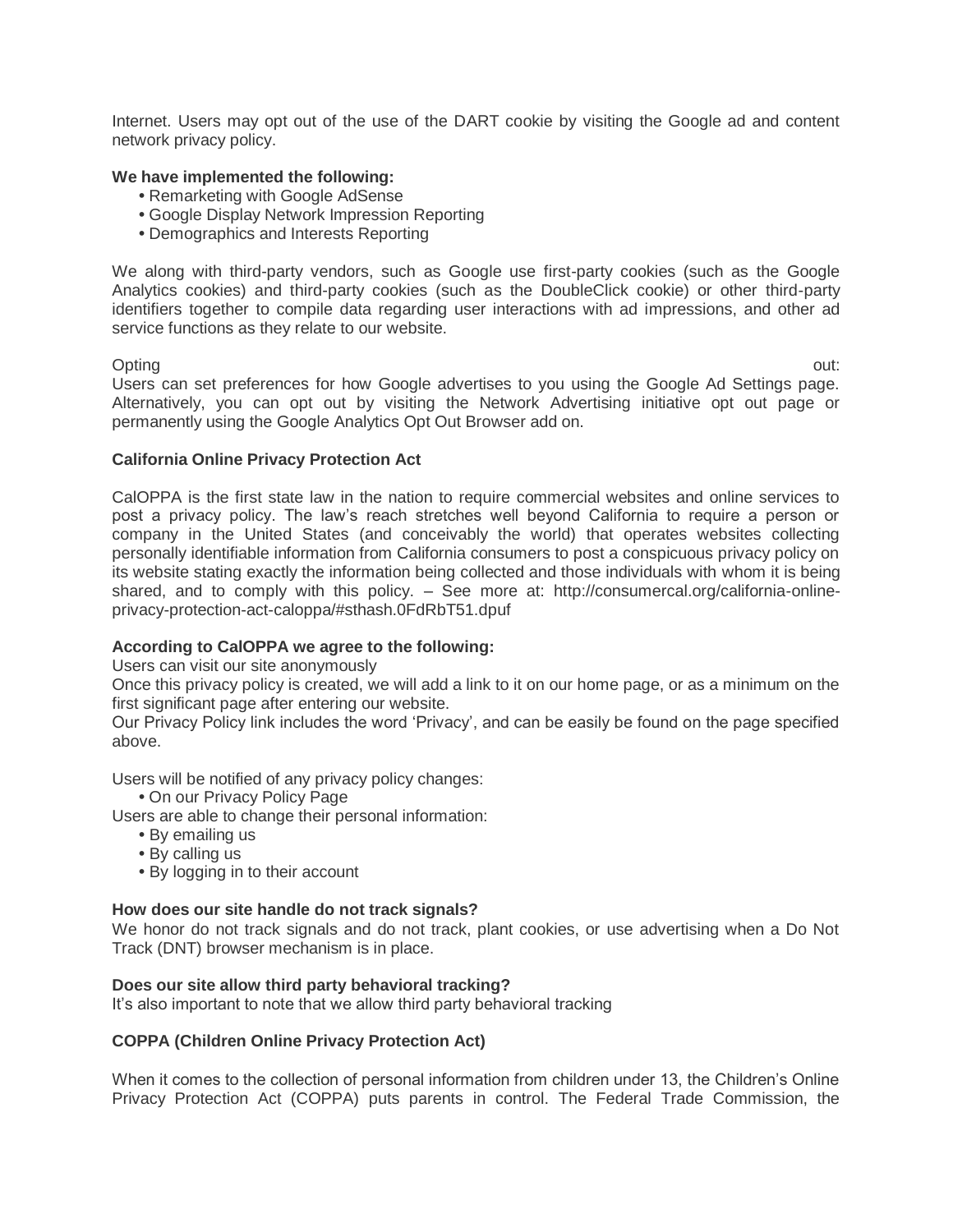Internet. Users may opt out of the use of the DART cookie by visiting the Google ad and content network privacy policy.

**We have implemented the following:**

- Remarketing with Google AdSense
- Google Display Network Impression Reporting
- Demographics and Interests Reporting

We along with third-party vendors, such as Google use first-party cookies (such as the Google Analytics cookies) and third-party cookies (such as the DoubleClick cookie) or other third-party identifiers together to compile data regarding user interactions with ad impressions, and other ad service functions as they relate to our website.

Opting out:
Users can set preferences for how Google advertises to you using the Google Ad Settings page. Alternatively, you can opt out by visiting the Network Advertising initiative opt out page or permanently using the Google Analytics Opt Out Browser add on.

**California Online Privacy Protection Act**

CalOPPA is the first state law in the nation to require commercial websites and online services to post a privacy policy. The law's reach stretches well beyond California to require a person or company in the United States (and conceivably the world) that operates websites collecting personally identifiable information from California consumers to post a conspicuous privacy policy on its website stating exactly the information being collected and those individuals with whom it is being shared, and to comply with this policy. – See more at: http://consumercal.org/california-online-privacy-protection-act-caloppa/#sthash.0FdRbT51.dpuf

**According to CalOPPA we agree to the following:**
Users can visit our site anonymously
Once this privacy policy is created, we will add a link to it on our home page, or as a minimum on the first significant page after entering our website.
Our Privacy Policy link includes the word 'Privacy', and can be easily be found on the page specified above.

Users will be notified of any privacy policy changes:

- On our Privacy Policy Page

Users are able to change their personal information:

- By emailing us
- By calling us
- By logging in to their account

**How does our site handle do not track signals?**
We honor do not track signals and do not track, plant cookies, or use advertising when a Do Not Track (DNT) browser mechanism is in place.

**Does our site allow third party behavioral tracking?**
It's also important to note that we allow third party behavioral tracking

**COPPA (Children Online Privacy Protection Act)**

When it comes to the collection of personal information from children under 13, the Children's Online Privacy Protection Act (COPPA) puts parents in control. The Federal Trade Commission, the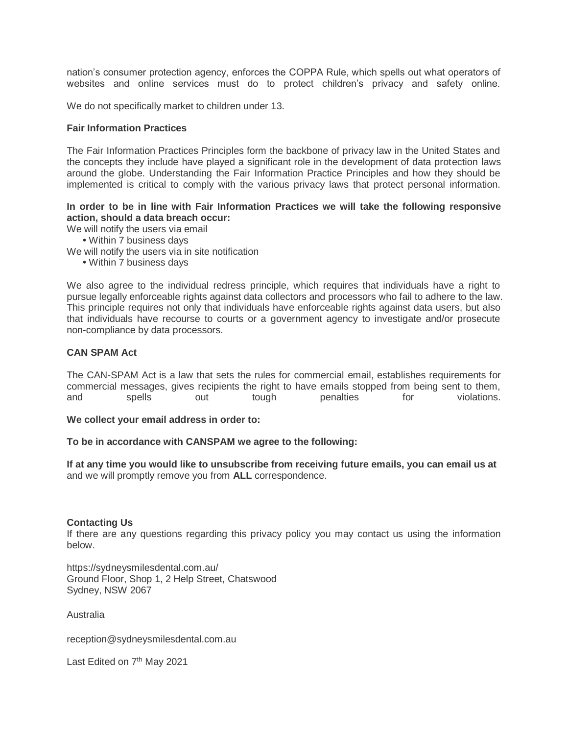nation's consumer protection agency, enforces the COPPA Rule, which spells out what operators of websites and online services must do to protect children's privacy and safety online.

We do not specifically market to children under 13.

**Fair Information Practices**

The Fair Information Practices Principles form the backbone of privacy law in the United States and the concepts they include have played a significant role in the development of data protection laws around the globe. Understanding the Fair Information Practice Principles and how they should be implemented is critical to comply with the various privacy laws that protect personal information.

**In order to be in line with Fair Information Practices we will take the following responsive action, should a data breach occur:**

We will notify the users via email

- Within 7 business days

We will notify the users via in site notification

- Within 7 business days

We also agree to the individual redress principle, which requires that individuals have a right to pursue legally enforceable rights against data collectors and processors who fail to adhere to the law. This principle requires not only that individuals have enforceable rights against data users, but also that individuals have recourse to courts or a government agency to investigate and/or prosecute non-compliance by data processors.

**CAN SPAM Act**

The CAN-SPAM Act is a law that sets the rules for commercial email, establishes requirements for commercial messages, gives recipients the right to have emails stopped from being sent to them, and spells out tough penalties for violations.

**We collect your email address in order to:**

**To be in accordance with CANSPAM we agree to the following:**

**If at any time you would like to unsubscribe from receiving future emails, you can email us at** and we will promptly remove you from **ALL** correspondence.

**Contacting Us**

If there are any questions regarding this privacy policy you may contact us using the information below.

https://sydneysmilesdental.com.au/
Ground Floor, Shop 1, 2 Help Street, Chatswood
Sydney, NSW 2067

Australia

reception@sydneysmilesdental.com.au

Last Edited on 7th May 2021